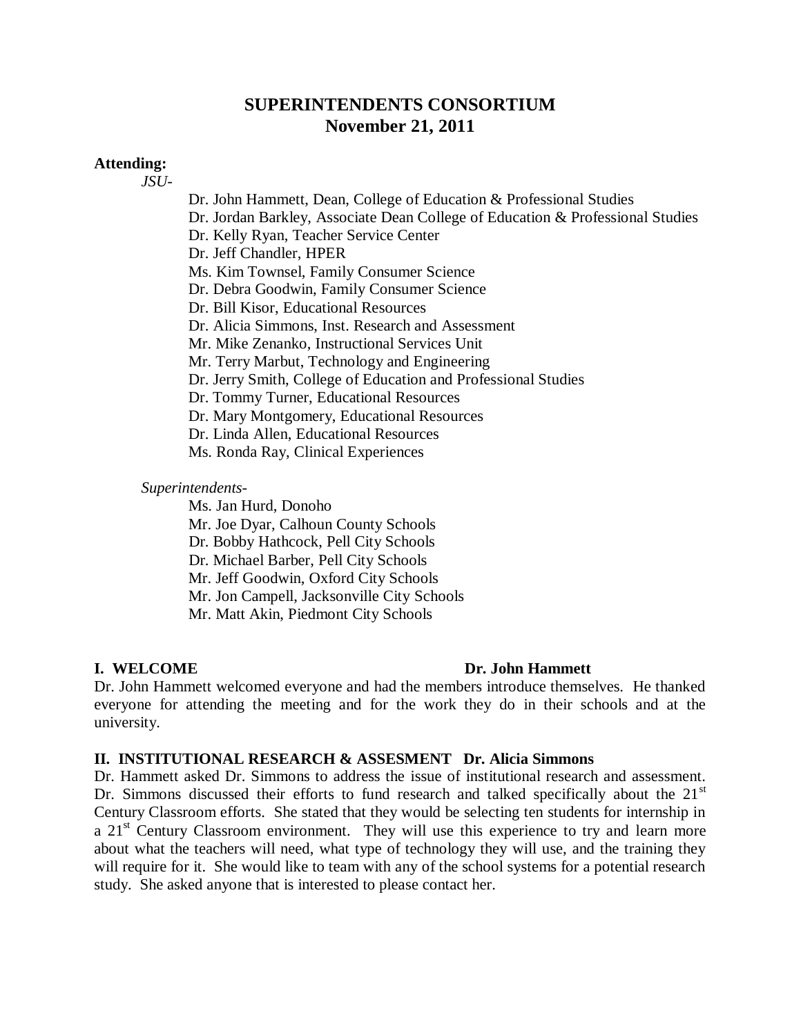# SUPERINTENDENTS CONSORTIUM
## November 21, 2011

**Attending:**

*JSU-*

- Dr. John Hammett, Dean, College of Education & Professional Studies
- Dr. Jordan Barkley, Associate Dean College of Education & Professional Studies
- Dr. Kelly Ryan, Teacher Service Center
- Dr. Jeff Chandler, HPER
- Ms. Kim Townsel, Family Consumer Science
- Dr. Debra Goodwin, Family Consumer Science
- Dr. Bill Kisor, Educational Resources
- Dr. Alicia Simmons, Inst. Research and Assessment
- Mr. Mike Zenanko, Instructional Services Unit
- Mr. Terry Marbut, Technology and Engineering
- Dr. Jerry Smith, College of Education and Professional Studies
- Dr. Tommy Turner, Educational Resources
- Dr. Mary Montgomery, Educational Resources
- Dr. Linda Allen, Educational Resources
- Ms. Ronda Ray, Clinical Experiences

*Superintendents-*

- Ms. Jan Hurd, Donoho
- Mr. Joe Dyar, Calhoun County Schools
- Dr. Bobby Hathcock, Pell City Schools
- Dr. Michael Barber, Pell City Schools
- Mr. Jeff Goodwin, Oxford City Schools
- Mr. Jon Campell, Jacksonville City Schools
- Mr. Matt Akin, Piedmont City Schools

**I. WELCOME** **Dr. John Hammett**

Dr. John Hammett welcomed everyone and had the members introduce themselves. He thanked everyone for attending the meeting and for the work they do in their schools and at the university.

**II. INSTITUTIONAL RESEARCH & ASSESMENT Dr. Alicia Simmons**

Dr. Hammett asked Dr. Simmons to address the issue of institutional research and assessment. Dr. Simmons discussed their efforts to fund research and talked specifically about the 21st Century Classroom efforts. She stated that they would be selecting ten students for internship in a 21st Century Classroom environment. They will use this experience to try and learn more about what the teachers will need, what type of technology they will use, and the training they will require for it. She would like to team with any of the school systems for a potential research study. She asked anyone that is interested to please contact her.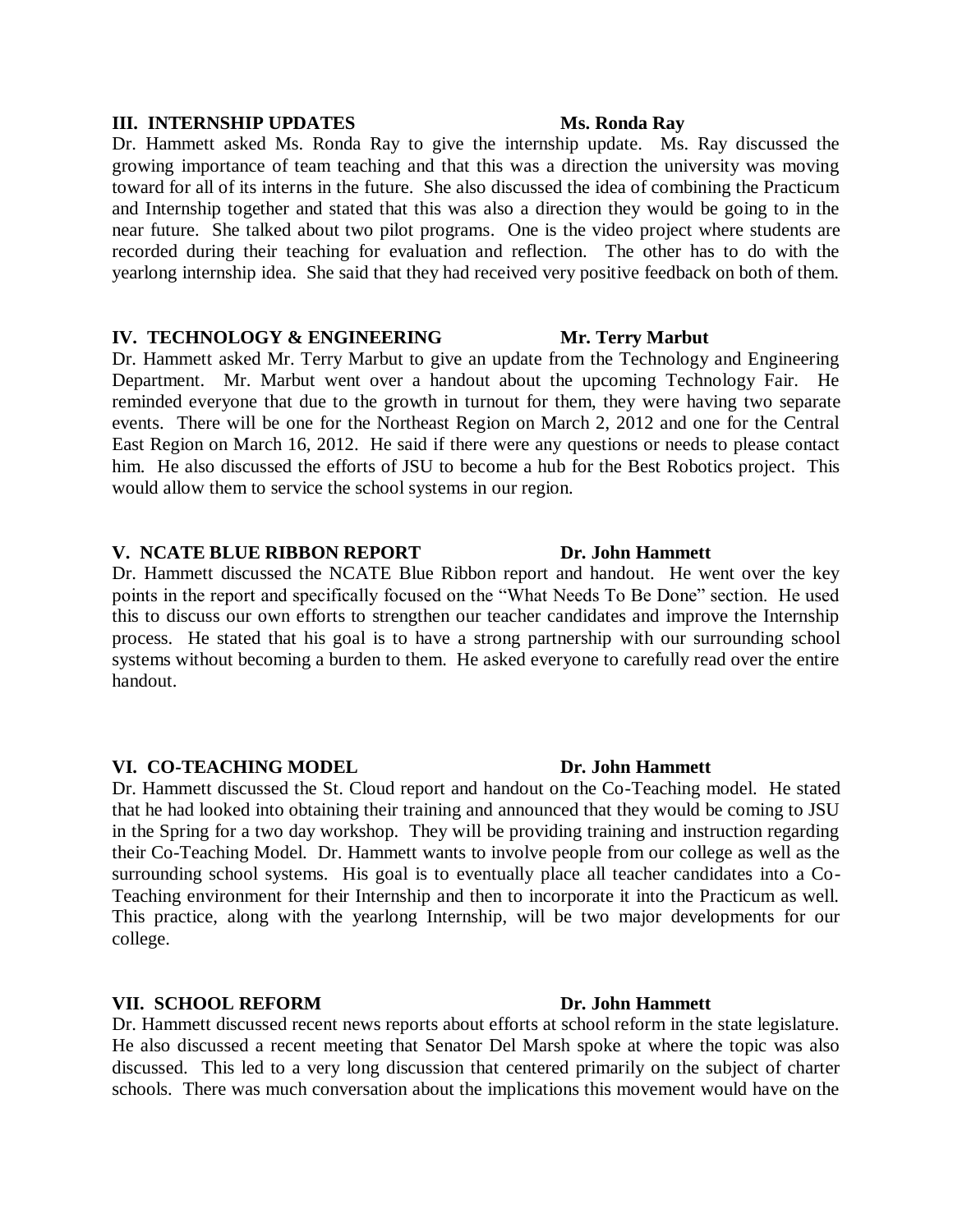## III. INTERNSHIP UPDATES — Ms. Ronda Ray

Dr. Hammett asked Ms. Ronda Ray to give the internship update. Ms. Ray discussed the growing importance of team teaching and that this was a direction the university was moving toward for all of its interns in the future. She also discussed the idea of combining the Practicum and Internship together and stated that this was also a direction they would be going to in the near future. She talked about two pilot programs. One is the video project where students are recorded during their teaching for evaluation and reflection. The other has to do with the yearlong internship idea. She said that they had received very positive feedback on both of them.

## IV. TECHNOLOGY & ENGINEERING — Mr. Terry Marbut

Dr. Hammett asked Mr. Terry Marbut to give an update from the Technology and Engineering Department. Mr. Marbut went over a handout about the upcoming Technology Fair. He reminded everyone that due to the growth in turnout for them, they were having two separate events. There will be one for the Northeast Region on March 2, 2012 and one for the Central East Region on March 16, 2012. He said if there were any questions or needs to please contact him. He also discussed the efforts of JSU to become a hub for the Best Robotics project. This would allow them to service the school systems in our region.

## V. NCATE BLUE RIBBON REPORT — Dr. John Hammett

Dr. Hammett discussed the NCATE Blue Ribbon report and handout. He went over the key points in the report and specifically focused on the "What Needs To Be Done" section. He used this to discuss our own efforts to strengthen our teacher candidates and improve the Internship process. He stated that his goal is to have a strong partnership with our surrounding school systems without becoming a burden to them. He asked everyone to carefully read over the entire handout.

## VI. CO-TEACHING MODEL — Dr. John Hammett

Dr. Hammett discussed the St. Cloud report and handout on the Co-Teaching model. He stated that he had looked into obtaining their training and announced that they would be coming to JSU in the Spring for a two day workshop. They will be providing training and instruction regarding their Co-Teaching Model. Dr. Hammett wants to involve people from our college as well as the surrounding school systems. His goal is to eventually place all teacher candidates into a Co-Teaching environment for their Internship and then to incorporate it into the Practicum as well. This practice, along with the yearlong Internship, will be two major developments for our college.

## VII. SCHOOL REFORM — Dr. John Hammett

Dr. Hammett discussed recent news reports about efforts at school reform in the state legislature. He also discussed a recent meeting that Senator Del Marsh spoke at where the topic was also discussed. This led to a very long discussion that centered primarily on the subject of charter schools. There was much conversation about the implications this movement would have on the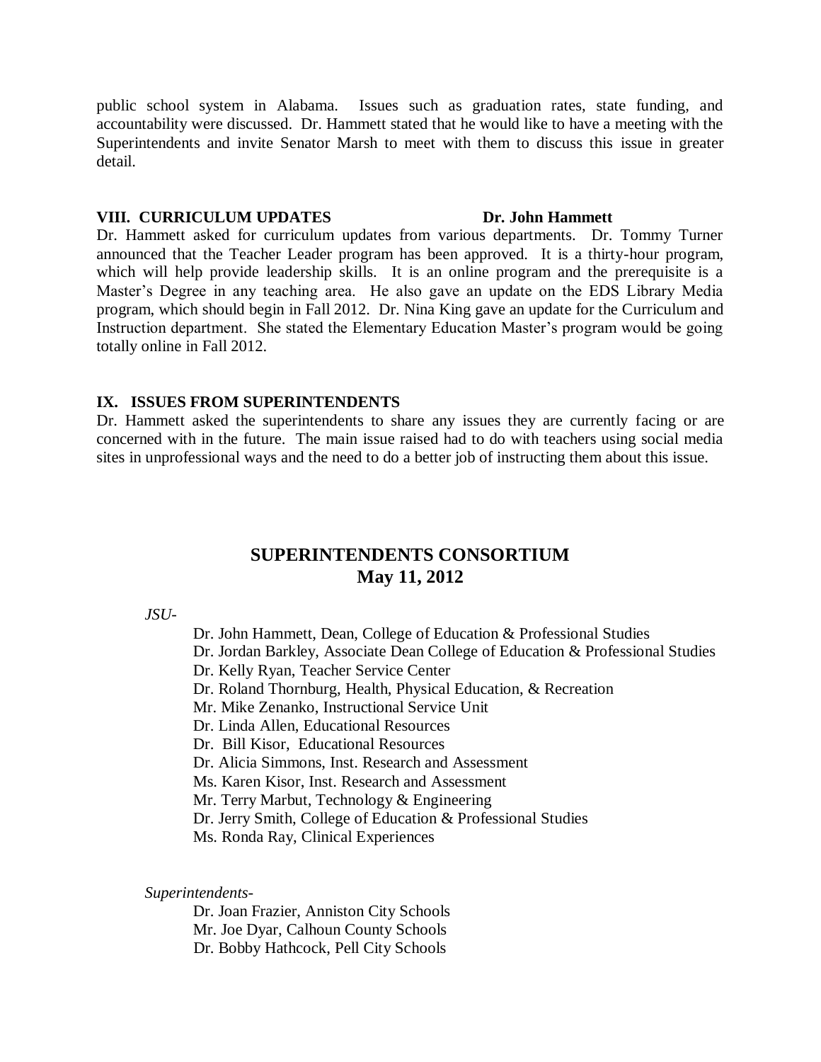public school system in Alabama. Issues such as graduation rates, state funding, and accountability were discussed. Dr. Hammett stated that he would like to have a meeting with the Superintendents and invite Senator Marsh to meet with them to discuss this issue in greater detail.

### VIII. CURRICULUM UPDATES — Dr. John Hammett

Dr. Hammett asked for curriculum updates from various departments. Dr. Tommy Turner announced that the Teacher Leader program has been approved. It is a thirty-hour program, which will help provide leadership skills. It is an online program and the prerequisite is a Master's Degree in any teaching area. He also gave an update on the EDS Library Media program, which should begin in Fall 2012. Dr. Nina King gave an update for the Curriculum and Instruction department. She stated the Elementary Education Master's program would be going totally online in Fall 2012.

### IX. ISSUES FROM SUPERINTENDENTS

Dr. Hammett asked the superintendents to share any issues they are currently facing or are concerned with in the future. The main issue raised had to do with teachers using social media sites in unprofessional ways and the need to do a better job of instructing them about this issue.

## SUPERINTENDENTS CONSORTIUM
## May 11, 2012

*JSU-*

- Dr. John Hammett, Dean, College of Education & Professional Studies
- Dr. Jordan Barkley, Associate Dean College of Education & Professional Studies
- Dr. Kelly Ryan, Teacher Service Center
- Dr. Roland Thornburg, Health, Physical Education, & Recreation
- Mr. Mike Zenanko, Instructional Service Unit
- Dr. Linda Allen, Educational Resources
- Dr. Bill Kisor, Educational Resources
- Dr. Alicia Simmons, Inst. Research and Assessment
- Ms. Karen Kisor, Inst. Research and Assessment
- Mr. Terry Marbut, Technology & Engineering
- Dr. Jerry Smith, College of Education & Professional Studies
- Ms. Ronda Ray, Clinical Experiences

*Superintendents-*

- Dr. Joan Frazier, Anniston City Schools
- Mr. Joe Dyar, Calhoun County Schools
- Dr. Bobby Hathcock, Pell City Schools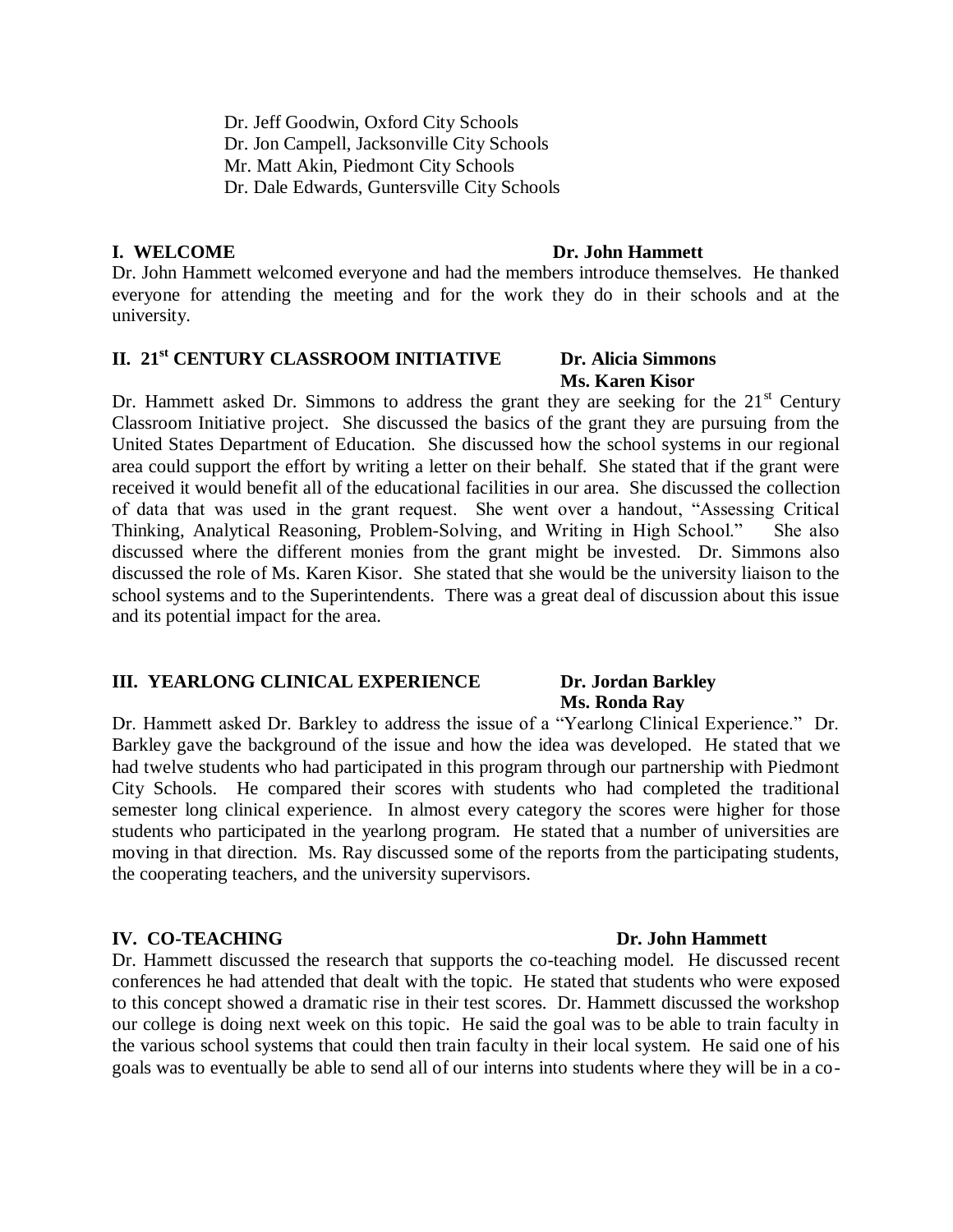Dr. Jeff Goodwin, Oxford City Schools
Dr. Jon Campell, Jacksonville City Schools
Mr. Matt Akin, Piedmont City Schools
Dr. Dale Edwards, Guntersville City Schools

**I. WELCOME** **Dr. John Hammett**

Dr. John Hammett welcomed everyone and had the members introduce themselves. He thanked everyone for attending the meeting and for the work they do in their schools and at the university.

**II. 21st CENTURY CLASSROOM INITIATIVE** **Dr. Alicia Simmons**
**Ms. Karen Kisor**

Dr. Hammett asked Dr. Simmons to address the grant they are seeking for the 21st Century Classroom Initiative project. She discussed the basics of the grant they are pursuing from the United States Department of Education. She discussed how the school systems in our regional area could support the effort by writing a letter on their behalf. She stated that if the grant were received it would benefit all of the educational facilities in our area. She discussed the collection of data that was used in the grant request. She went over a handout, "Assessing Critical Thinking, Analytical Reasoning, Problem-Solving, and Writing in High School." She also discussed where the different monies from the grant might be invested. Dr. Simmons also discussed the role of Ms. Karen Kisor. She stated that she would be the university liaison to the school systems and to the Superintendents. There was a great deal of discussion about this issue and its potential impact for the area.

**III. YEARLONG CLINICAL EXPERIENCE** **Dr. Jordan Barkley**
**Ms. Ronda Ray**

Dr. Hammett asked Dr. Barkley to address the issue of a "Yearlong Clinical Experience." Dr. Barkley gave the background of the issue and how the idea was developed. He stated that we had twelve students who had participated in this program through our partnership with Piedmont City Schools. He compared their scores with students who had completed the traditional semester long clinical experience. In almost every category the scores were higher for those students who participated in the yearlong program. He stated that a number of universities are moving in that direction. Ms. Ray discussed some of the reports from the participating students, the cooperating teachers, and the university supervisors.

**IV. CO-TEACHING** **Dr. John Hammett**

Dr. Hammett discussed the research that supports the co-teaching model. He discussed recent conferences he had attended that dealt with the topic. He stated that students who were exposed to this concept showed a dramatic rise in their test scores. Dr. Hammett discussed the workshop our college is doing next week on this topic. He said the goal was to be able to train faculty in the various school systems that could then train faculty in their local system. He said one of his goals was to eventually be able to send all of our interns into students where they will be in a co-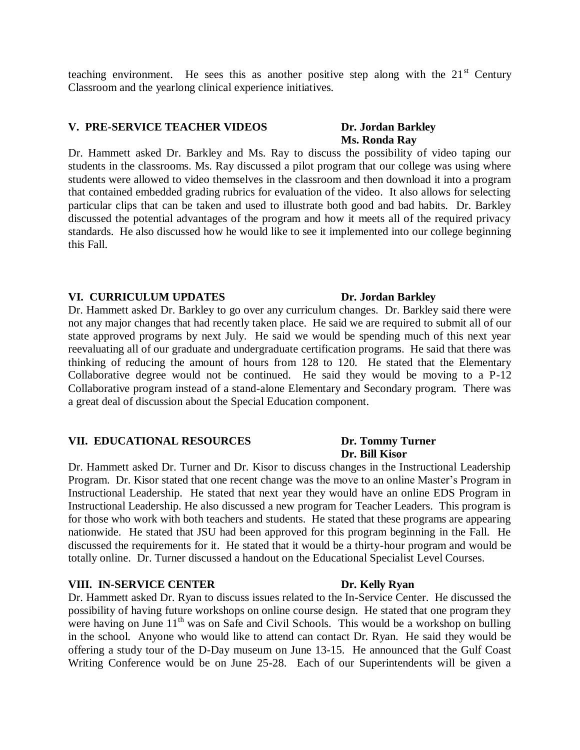teaching environment. He sees this as another positive step along with the 21st Century Classroom and the yearlong clinical experience initiatives.

**V. PRE-SERVICE TEACHER VIDEOS** **Dr. Jordan Barkley**
**Ms. Ronda Ray**

Dr. Hammett asked Dr. Barkley and Ms. Ray to discuss the possibility of video taping our students in the classrooms. Ms. Ray discussed a pilot program that our college was using where students were allowed to video themselves in the classroom and then download it into a program that contained embedded grading rubrics for evaluation of the video. It also allows for selecting particular clips that can be taken and used to illustrate both good and bad habits. Dr. Barkley discussed the potential advantages of the program and how it meets all of the required privacy standards. He also discussed how he would like to see it implemented into our college beginning this Fall.

**VI. CURRICULUM UPDATES** **Dr. Jordan Barkley**

Dr. Hammett asked Dr. Barkley to go over any curriculum changes. Dr. Barkley said there were not any major changes that had recently taken place. He said we are required to submit all of our state approved programs by next July. He said we would be spending much of this next year reevaluating all of our graduate and undergraduate certification programs. He said that there was thinking of reducing the amount of hours from 128 to 120. He stated that the Elementary Collaborative degree would not be continued. He said they would be moving to a P-12 Collaborative program instead of a stand-alone Elementary and Secondary program. There was a great deal of discussion about the Special Education component.

**VII. EDUCATIONAL RESOURCES** **Dr. Tommy Turner**
**Dr. Bill Kisor**

Dr. Hammett asked Dr. Turner and Dr. Kisor to discuss changes in the Instructional Leadership Program. Dr. Kisor stated that one recent change was the move to an online Master's Program in Instructional Leadership. He stated that next year they would have an online EDS Program in Instructional Leadership. He also discussed a new program for Teacher Leaders. This program is for those who work with both teachers and students. He stated that these programs are appearing nationwide. He stated that JSU had been approved for this program beginning in the Fall. He discussed the requirements for it. He stated that it would be a thirty-hour program and would be totally online. Dr. Turner discussed a handout on the Educational Specialist Level Courses.

**VIII. IN-SERVICE CENTER** **Dr. Kelly Ryan**

Dr. Hammett asked Dr. Ryan to discuss issues related to the In-Service Center. He discussed the possibility of having future workshops on online course design. He stated that one program they were having on June 11th was on Safe and Civil Schools. This would be a workshop on bulling in the school. Anyone who would like to attend can contact Dr. Ryan. He said they would be offering a study tour of the D-Day museum on June 13-15. He announced that the Gulf Coast Writing Conference would be on June 25-28. Each of our Superintendents will be given a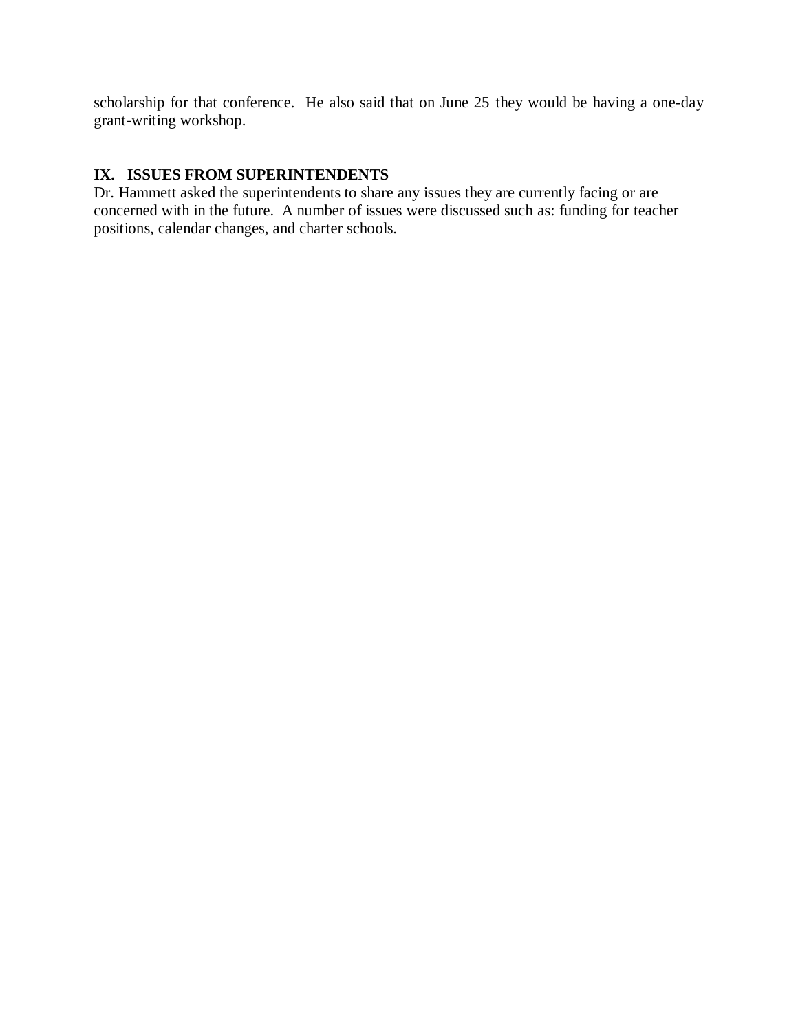scholarship for that conference. He also said that on June 25 they would be having a one-day grant-writing workshop.

## IX. ISSUES FROM SUPERINTENDENTS

Dr. Hammett asked the superintendents to share any issues they are currently facing or are concerned with in the future. A number of issues were discussed such as: funding for teacher positions, calendar changes, and charter schools.